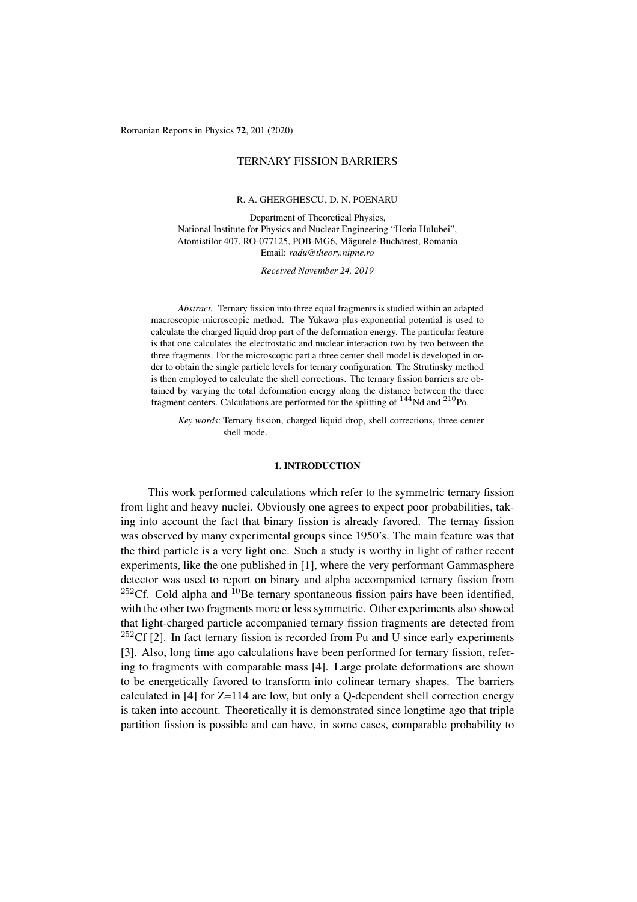# TERNARY FISSION BARRIERS

R. A. GHERGHESCU, D. N. POENARU

Department of Theoretical Physics,
National Institute for Physics and Nuclear Engineering "Horia Hulubei",
Atomistilor 407, RO-077125, POB-MG6, Măgurele-Bucharest, Romania
Email: *radu@theory.nipne.ro*

*Received November 24, 2019*

*Abstract.* Ternary fission into three equal fragments is studied within an adapted macroscopic-microscopic method. The Yukawa-plus-exponential potential is used to calculate the charged liquid drop part of the deformation energy. The particular feature is that one calculates the electrostatic and nuclear interaction two by two between the three fragments. For the microscopic part a three center shell model is developed in order to obtain the single particle levels for ternary configuration. The Strutinsky method is then employed to calculate the shell corrections. The ternary fission barriers are obtained by varying the total deformation energy along the distance between the three fragment centers. Calculations are performed for the splitting of $^{144}$Nd and $^{210}$Po.

*Key words*: Ternary fission, charged liquid drop, shell corrections, three center shell mode.

## 1. INTRODUCTION

This work performed calculations which refer to the symmetric ternary fission from light and heavy nuclei. Obviously one agrees to expect poor probabilities, taking into account the fact that binary fission is already favored. The ternay fission was observed by many experimental groups since 1950's. The main feature was that the third particle is a very light one. Such a study is worthy in light of rather recent experiments, like the one published in [1], where the very performant Gammasphere detector was used to report on binary and alpha accompanied ternary fission from $^{252}$Cf. Cold alpha and $^{10}$Be ternary spontaneous fission pairs have been identified, with the other two fragments more or less symmetric. Other experiments also showed that light-charged particle accompanied ternary fission fragments are detected from $^{252}$Cf [2]. In fact ternary fission is recorded from Pu and U since early experiments [3]. Also, long time ago calculations have been performed for ternary fission, refering to fragments with comparable mass [4]. Large prolate deformations are shown to be energetically favored to transform into colinear ternary shapes. The barriers calculated in [4] for Z=114 are low, but only a Q-dependent shell correction energy is taken into account. Theoretically it is demonstrated since longtime ago that triple partition fission is possible and can have, in some cases, comparable probability to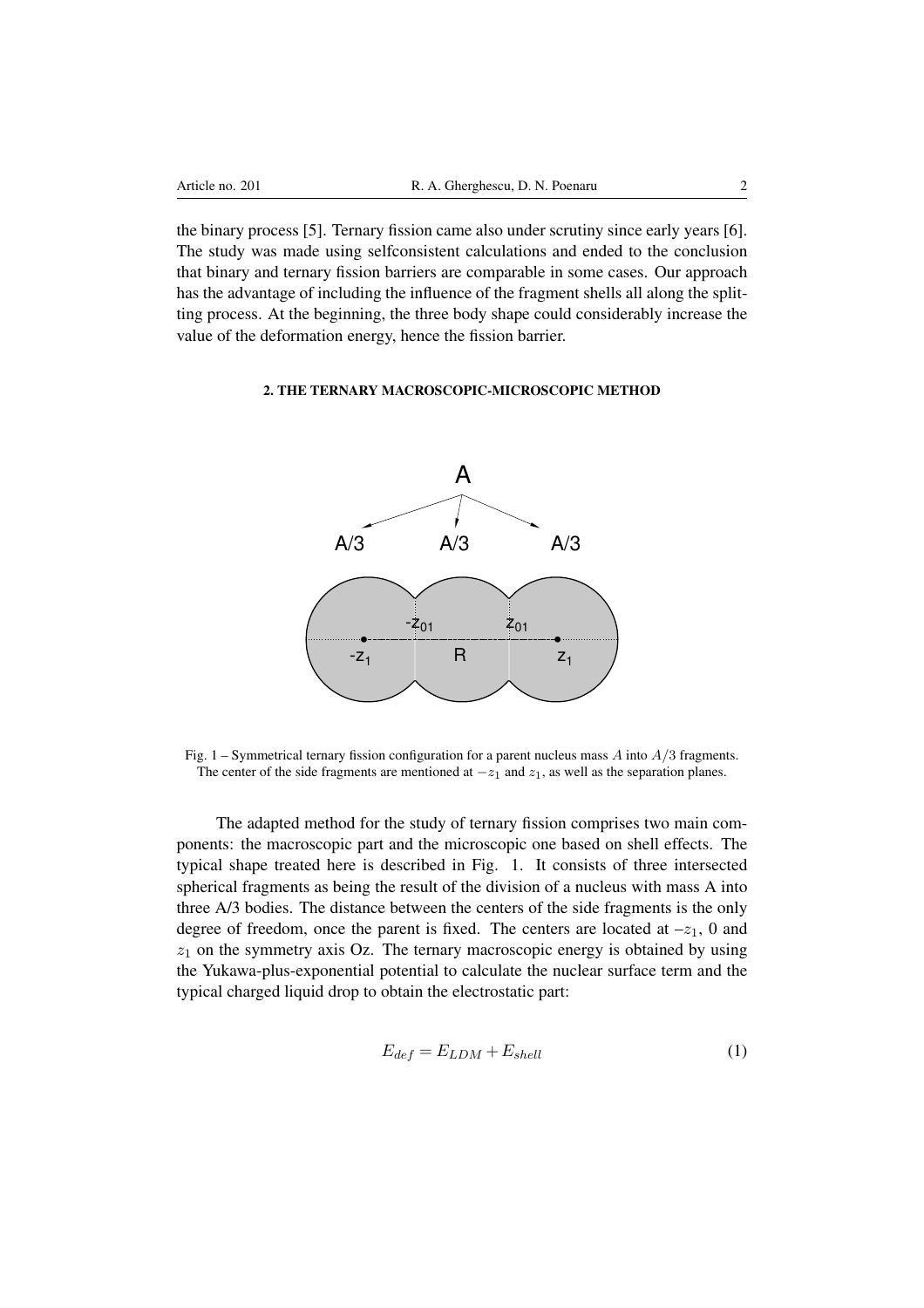the binary process [5]. Ternary fission came also under scrutiny since early years [6]. The study was made using selfconsistent calculations and ended to the conclusion that binary and ternary fission barriers are comparable in some cases. Our approach has the advantage of including the influence of the fragment shells all along the splitting process. At the beginning, the three body shape could considerably increase the value of the deformation energy, hence the fission barrier.

## 2. THE TERNARY MACROSCOPIC-MICROSCOPIC METHOD

Fig. 1 – Symmetrical ternary fission configuration for a parent nucleus mass $A$ into $A/3$ fragments. The center of the side fragments are mentioned at $-z_1$ and $z_1$, as well as the separation planes.

The adapted method for the study of ternary fission comprises two main components: the macroscopic part and the microscopic one based on shell effects. The typical shape treated here is described in Fig. 1. It consists of three intersected spherical fragments as being the result of the division of a nucleus with mass A into three A/3 bodies. The distance between the centers of the side fragments is the only degree of freedom, once the parent is fixed. The centers are located at $-z_1$, 0 and $z_1$ on the symmetry axis Oz. The ternary macroscopic energy is obtained by using the Yukawa-plus-exponential potential to calculate the nuclear surface term and the typical charged liquid drop to obtain the electrostatic part:

$$E_{def} = E_{LDM} + E_{shell} \tag{1}$$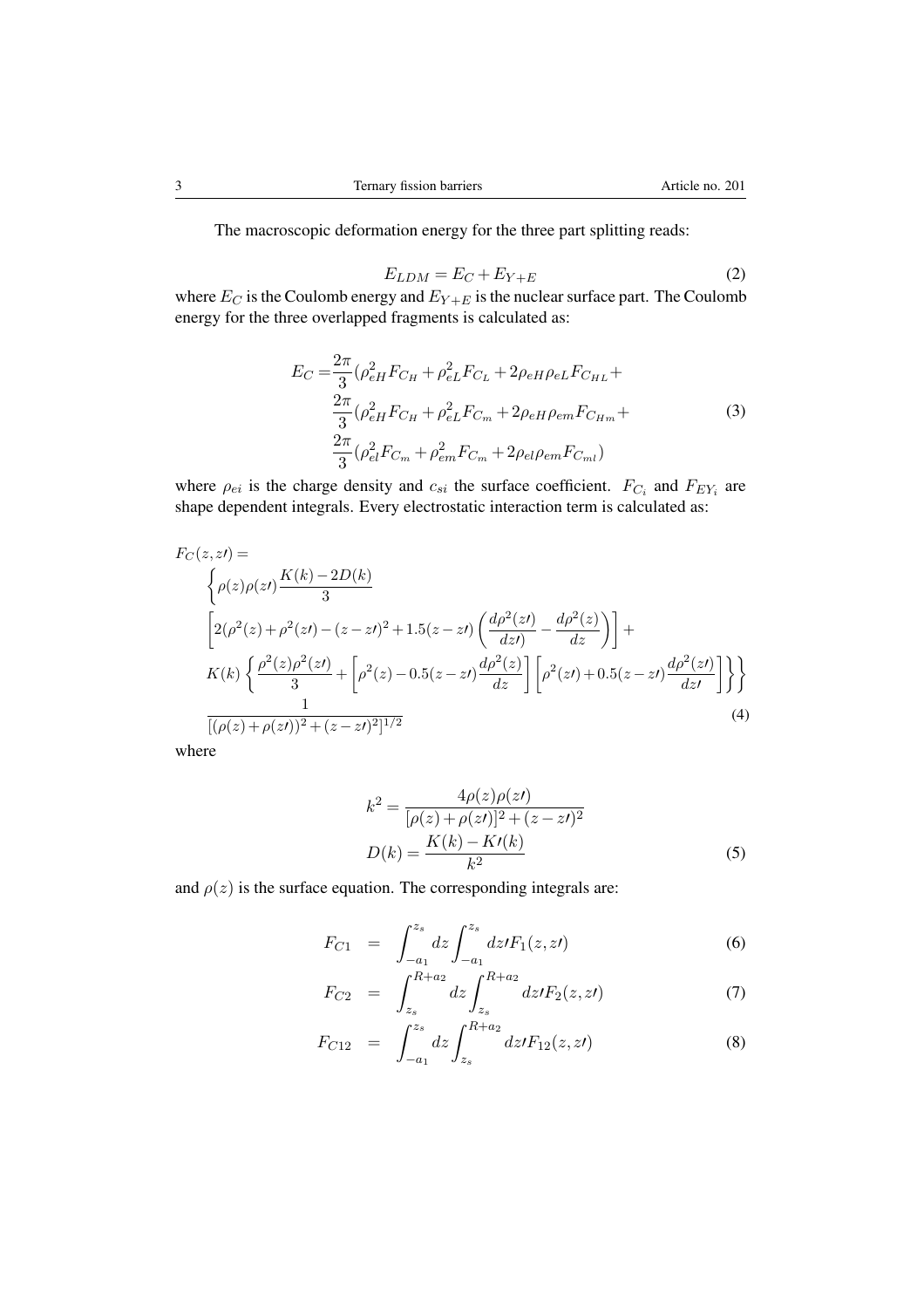The macroscopic deformation energy for the three part splitting reads:

$$E_{LDM} = E_C + E_{Y+E} \tag{2}$$

where $E_C$ is the Coulomb energy and $E_{Y+E}$ is the nuclear surface part. The Coulomb energy for the three overlapped fragments is calculated as:

$$\begin{aligned} E_C =& \frac{2\pi}{3}(\rho_{eH}^2 F_{C_H} + \rho_{eL}^2 F_{C_L} + 2\rho_{eH}\rho_{eL}F_{C_{HL}} + \\ & \frac{2\pi}{3}(\rho_{eH}^2 F_{C_H} + \rho_{eL}^2 F_{C_m} + 2\rho_{eH}\rho_{em}F_{C_{Hm}} + \\ & \frac{2\pi}{3}(\rho_{el}^2 F_{C_m} + \rho_{em}^2 F_{C_m} + 2\rho_{el}\rho_{em}F_{C_{ml}}) \end{aligned} \tag{3}$$

where $\rho_{ei}$ is the charge density and $c_{si}$ the surface coefficient. $F_{C_i}$ and $F_{EY_i}$ are shape dependent integrals. Every electrostatic interaction term is calculated as:

$$\begin{aligned} & F_C(z,z\prime) = \\ & \quad \left\{ \rho(z)\rho(z\prime)\frac{K(k) - 2D(k)}{3} \right. \\ & \quad \left[ 2(\rho^2(z) + \rho^2(z\prime) - (z-z\prime)^2 + 1.5(z-z\prime)\left(\frac{d\rho^2(z\prime)}{dz\prime} - \frac{d\rho^2(z)}{dz}\right) \right] + \\ & \quad \left. K(k)\left\{ \frac{\rho^2(z)\rho^2(z\prime)}{3} + \left[\rho^2(z) - 0.5(z-z\prime)\frac{d\rho^2(z)}{dz}\right]\left[\rho^2(z\prime) + 0.5(z-z\prime)\frac{d\rho^2(z\prime)}{dz\prime}\right] \right\} \right\} \\ & \quad \frac{1}{[(\rho(z) + \rho(z\prime))^2 + (z-z\prime)^2]^{1/2}} \end{aligned} \tag{4}$$

where

$$\begin{aligned} k^2 &= \frac{4\rho(z)\rho(z\prime)}{[\rho(z) + \rho(z\prime)]^2 + (z-z\prime)^2} \\ D(k) &= \frac{K(k) - K\prime(k)}{k^2} \end{aligned} \tag{5}$$

and $\rho(z)$ is the surface equation. The corresponding integrals are:

$$F_{C1} = \int_{-a_1}^{z_s} dz \int_{-a_1}^{z_s} dz\prime F_1(z,z\prime) \tag{6}$$

$$F_{C2} = \int_{z_s}^{R+a_2} dz \int_{z_s}^{R+a_2} dz\prime F_2(z,z\prime) \tag{7}$$

$$F_{C12} = \int_{-a_1}^{z_s} dz \int_{z_s}^{R+a_2} dz\prime F_{12}(z,z\prime) \tag{8}$$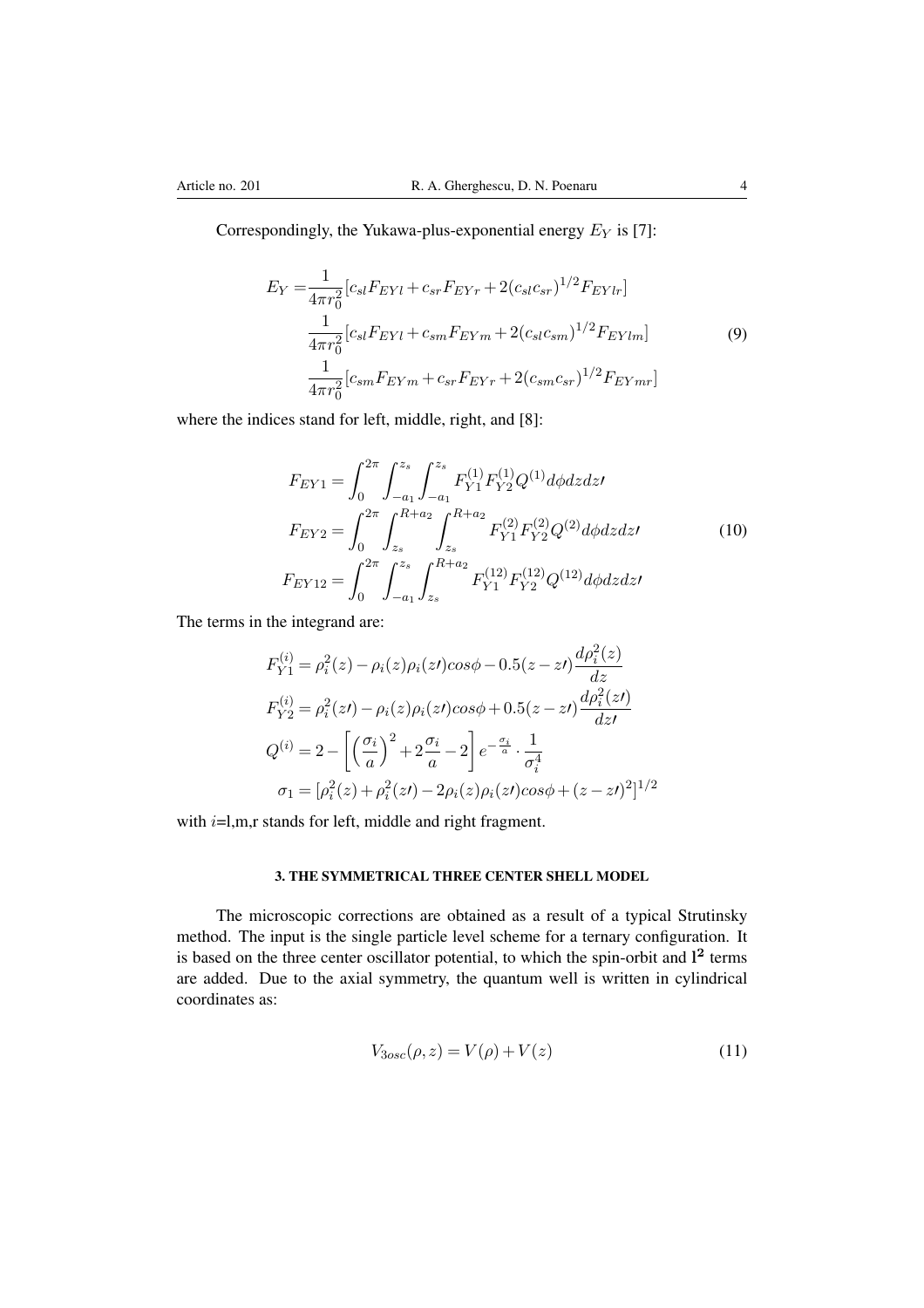Correspondingly, the Yukawa-plus-exponential energy $E_Y$ is [7]:

$$
\begin{aligned}
E_Y =& \frac{1}{4\pi r_0^2}[c_{sl}F_{EYl} + c_{sr}F_{EYr} + 2(c_{sl}c_{sr})^{1/2}F_{EYlr}] \\
& \frac{1}{4\pi r_0^2}[c_{sl}F_{EYl} + c_{sm}F_{EYm} + 2(c_{sl}c_{sm})^{1/2}F_{EYlm}] \\
& \frac{1}{4\pi r_0^2}[c_{sm}F_{EYm} + c_{sr}F_{EYr} + 2(c_{sm}c_{sr})^{1/2}F_{EYmr}]
\end{aligned}
\tag{9}
$$

where the indices stand for left, middle, right, and [8]:

$$
\begin{aligned}
F_{EY1} &= \int_0^{2\pi}\int_{-a_1}^{z_s}\int_{-a_1}^{z_s} F_{Y1}^{(1)}F_{Y2}^{(1)}Q^{(1)}d\phi dz dz\prime \\
F_{EY2} &= \int_0^{2\pi}\int_{z_s}^{R+a_2}\int_{z_s}^{R+a_2} F_{Y1}^{(2)}F_{Y2}^{(2)}Q^{(2)}d\phi dz dz\prime \\
F_{EY12} &= \int_0^{2\pi}\int_{-a_1}^{z_s}\int_{z_s}^{R+a_2} F_{Y1}^{(12)}F_{Y2}^{(12)}Q^{(12)}d\phi dz dz\prime
\end{aligned}
\tag{10}
$$

The terms in the integrand are:

$$
\begin{aligned}
F_{Y1}^{(i)} &= \rho_i^2(z) - \rho_i(z)\rho_i(z\prime)cos\phi - 0.5(z - z\prime)\frac{d\rho_i^2(z)}{dz} \\
F_{Y2}^{(i)} &= \rho_i^2(z\prime) - \rho_i(z)\rho_i(z\prime)cos\phi + 0.5(z - z\prime)\frac{d\rho_i^2(z\prime)}{dz\prime} \\
Q^{(i)} &= 2 - \left[\left(\frac{\sigma_i}{a}\right)^2 + 2\frac{\sigma_i}{a} - 2\right]e^{-\frac{\sigma_i}{a}} \cdot \frac{1}{\sigma_i^4} \\
\sigma_1 &= [\rho_i^2(z) + \rho_i^2(z\prime) - 2\rho_i(z)\rho_i(z\prime)cos\phi + (z - z\prime)^2]^{1/2}
\end{aligned}
$$

with $i$=l,m,r stands for left, middle and right fragment.

### 3. THE SYMMETRICAL THREE CENTER SHELL MODEL

The microscopic corrections are obtained as a result of a typical Strutinsky method. The input is the single particle level scheme for a ternary configuration. It is based on the three center oscillator potential, to which the spin-orbit and $\mathbf{l^2}$ terms are added. Due to the axial symmetry, the quantum well is written in cylindrical coordinates as:

$$
V_{3osc}(\rho, z) = V(\rho) + V(z) \tag{11}
$$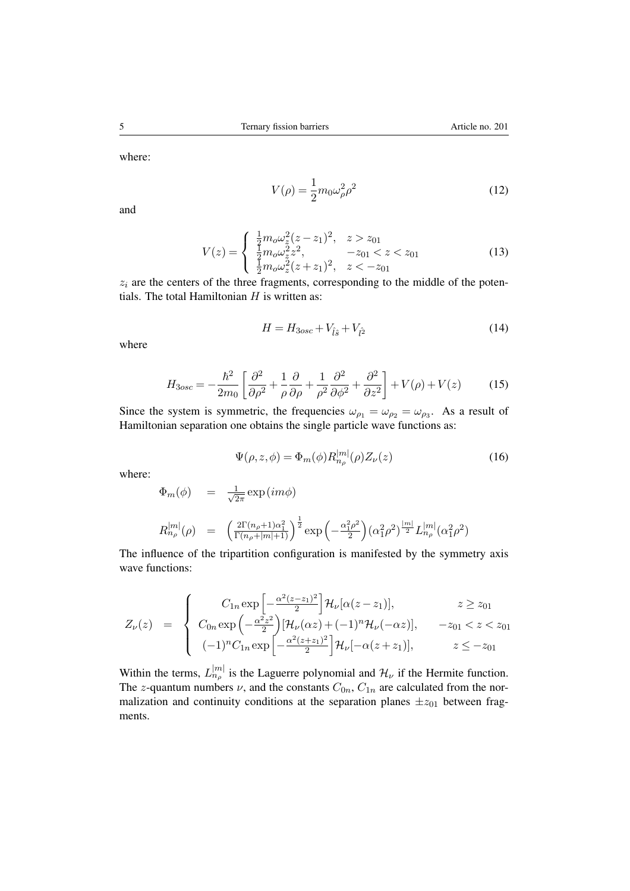where:

$$V(\rho) = \frac{1}{2} m_0 \omega_\rho^2 \rho^2 \tag{12}$$

and

$$V(z) = \begin{cases} \frac{1}{2} m_o \omega_z^2 (z - z_1)^2, & z > z_{01} \\ \frac{1}{2} m_o \omega_z^2 z^2, & -z_{01} < z < z_{01} \\ \frac{1}{2} m_o \omega_z^2 (z + z_1)^2, & z < -z_{01} \end{cases} \tag{13}$$

$z_i$ are the centers of the three fragments, corresponding to the middle of the potentials. The total Hamiltonian $H$ is written as:

$$H = H_{3osc} + V_{\hat{l}\hat{s}} + V_{\hat{l}^2} \tag{14}$$

where

$$H_{3osc} = -\frac{\hbar^2}{2m_0} \left[ \frac{\partial^2}{\partial \rho^2} + \frac{1}{\rho} \frac{\partial}{\partial \rho} + \frac{1}{\rho^2} \frac{\partial^2}{\partial \phi^2} + \frac{\partial^2}{\partial z^2} \right] + V(\rho) + V(z) \tag{15}$$

Since the system is symmetric, the frequencies $\omega_{\rho_1} = \omega_{\rho_2} = \omega_{\rho_3}$. As a result of Hamiltonian separation one obtains the single particle wave functions as:

$$\Psi(\rho, z, \phi) = \Phi_m(\phi) R_{n_\rho}^{|m|}(\rho) Z_\nu(z) \tag{16}$$

where:

$$\Phi_m(\phi) = \frac{1}{\sqrt{2\pi}} \exp(im\phi)$$

$$R_{n_\rho}^{|m|}(\rho) = \left( \frac{2\Gamma(n_\rho + 1)\alpha_1^2}{\Gamma(n_\rho + |m| + 1)} \right)^{\frac{1}{2}} \exp\left( -\frac{\alpha_1^2 \rho^2}{2} \right) (\alpha_1^2 \rho^2)^{\frac{|m|}{2}} L_{n_\rho}^{|m|}(\alpha_1^2 \rho^2)$$

The influence of the tripartition configuration is manifested by the symmetry axis wave functions:

$$Z_\nu(z) = \begin{cases} C_{1n} \exp\left[ -\frac{\alpha^2 (z - z_1)^2}{2} \right] \mathcal{H}_\nu[\alpha(z - z_1)], & z \geq z_{01} \\ C_{0n} \exp\left( -\frac{\alpha^2 z^2}{2} \right) [\mathcal{H}_\nu(\alpha z) + (-1)^n \mathcal{H}_\nu(-\alpha z)], & -z_{01} < z < z_{01} \\ (-1)^n C_{1n} \exp\left[ -\frac{\alpha^2 (z + z_1)^2}{2} \right] \mathcal{H}_\nu[-\alpha(z + z_1)], & z \leq -z_{01} \end{cases}$$

Within the terms, $L_{n_\rho}^{|m|}$ is the Laguerre polynomial and $\mathcal{H}_\nu$ if the Hermite function. The $z$-quantum numbers $\nu$, and the constants $C_{0n}$, $C_{1n}$ are calculated from the normalization and continuity conditions at the separation planes $\pm z_{01}$ between fragments.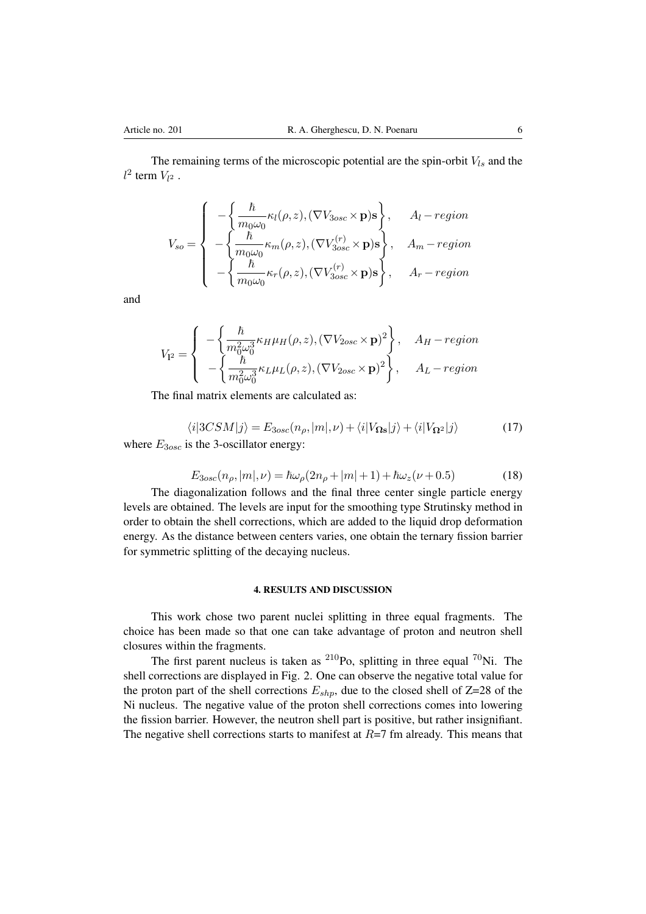The remaining terms of the microscopic potential are the spin-orbit $V_{ls}$ and the $l^2$ term $V_{l^2}$ .

$$V_{so} = \begin{cases} -\left\{ \dfrac{\hbar}{m_0\omega_0}\kappa_l(\rho,z), (\nabla V_{3osc} \times \mathbf{p})\mathbf{s} \right\}, & A_l - region \\ -\left\{ \dfrac{\hbar}{m_0\omega_0}\kappa_m(\rho,z), (\nabla V_{3osc}^{(r)} \times \mathbf{p})\mathbf{s} \right\}, & A_m - region \\ -\left\{ \dfrac{\hbar}{m_0\omega_0}\kappa_r(\rho,z), (\nabla V_{3osc}^{(r)} \times \mathbf{p})\mathbf{s} \right\}, & A_r - region \end{cases}$$

and

$$V_{\mathbf{l}^2} = \begin{cases} -\left\{ \dfrac{\hbar}{m_0^2\omega_0^3}\kappa_H\mu_H(\rho,z), (\nabla V_{2osc} \times \mathbf{p})^2 \right\}, & A_H - region \\ -\left\{ \dfrac{\hbar}{m_0^2\omega_0^3}\kappa_L\mu_L(\rho,z), (\nabla V_{2osc} \times \mathbf{p})^2 \right\}, & A_L - region \end{cases}$$

The final matrix elements are calculated as:

$$\langle i|3CSM|j\rangle = E_{3osc}(n_\rho, |m|, \nu) + \langle i|V_{\mathbf{\Omega s}}|j\rangle + \langle i|V_{\mathbf{\Omega^2}}|j\rangle \tag{17}$$

where $E_{3osc}$ is the 3-oscillator energy:

$$E_{3osc}(n_\rho, |m|, \nu) = \hbar\omega_\rho(2n_\rho + |m| + 1) + \hbar\omega_z(\nu + 0.5) \tag{18}$$

The diagonalization follows and the final three center single particle energy levels are obtained. The levels are input for the smoothing type Strutinsky method in order to obtain the shell corrections, which are added to the liquid drop deformation energy. As the distance between centers varies, one obtain the ternary fission barrier for symmetric splitting of the decaying nucleus.

## 4. RESULTS AND DISCUSSION

This work chose two parent nuclei splitting in three equal fragments. The choice has been made so that one can take advantage of proton and neutron shell closures within the fragments.

The first parent nucleus is taken as $^{210}$Po, splitting in three equal $^{70}$Ni. The shell corrections are displayed in Fig. 2. One can observe the negative total value for the proton part of the shell corrections $E_{shp}$, due to the closed shell of Z=28 of the Ni nucleus. The negative value of the proton shell corrections comes into lowering the fission barrier. However, the neutron shell part is positive, but rather insignifiant. The negative shell corrections starts to manifest at $R$=7 fm already. This means that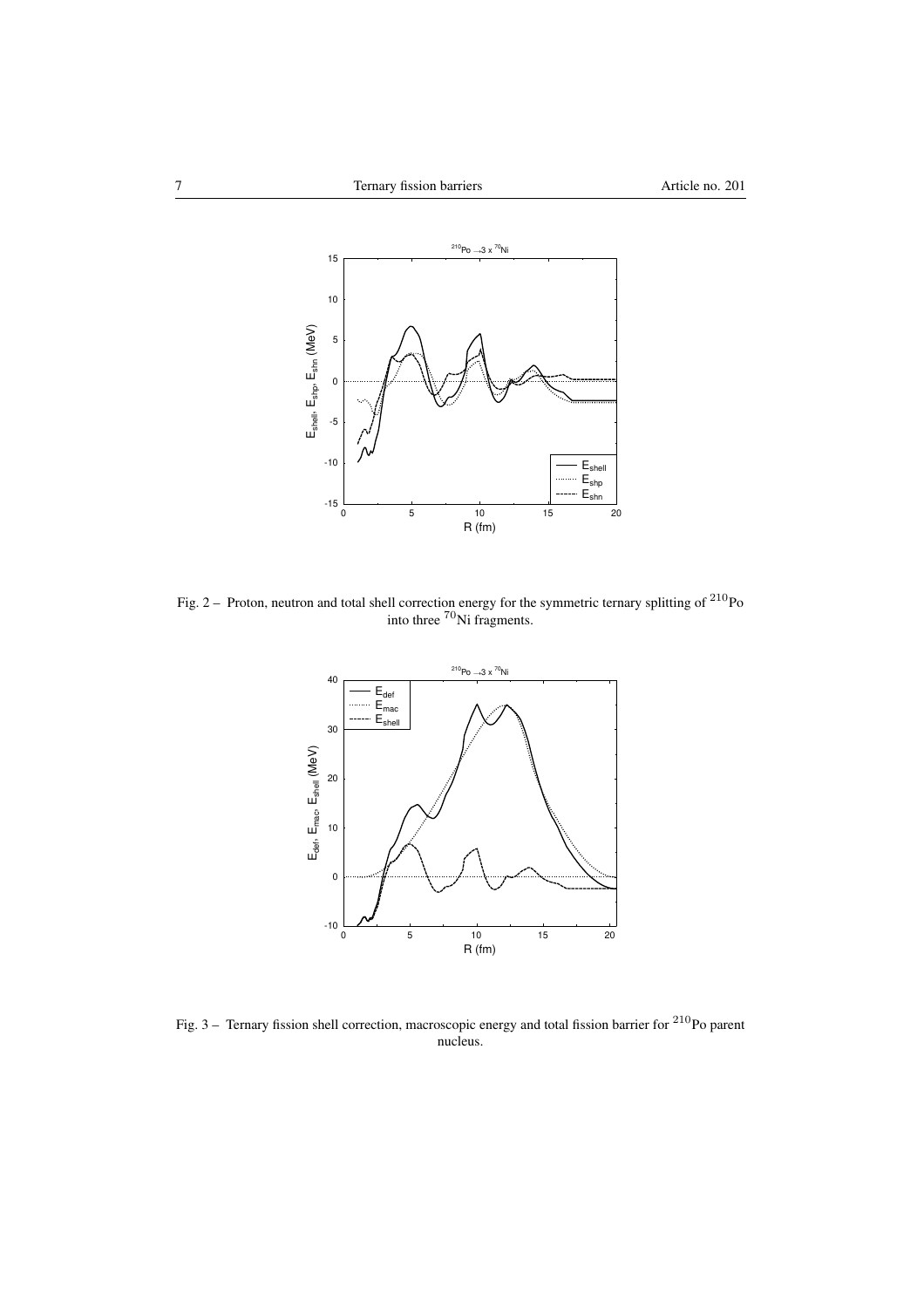Fig. 2 – Proton, neutron and total shell correction energy for the symmetric ternary splitting of $^{210}$Po into three $^{70}$Ni fragments.

Fig. 3 – Ternary fission shell correction, macroscopic energy and total fission barrier for $^{210}$Po parent nucleus.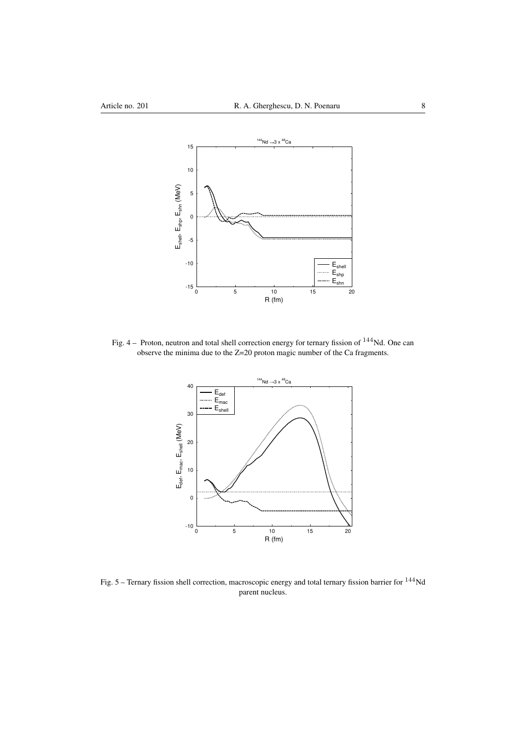Fig. 4 – Proton, neutron and total shell correction energy for ternary fission of $^{144}$Nd. One can observe the minima due to the Z=20 proton magic number of the Ca fragments.

Fig. 5 – Ternary fission shell correction, macroscopic energy and total ternary fission barrier for $^{144}$Nd parent nucleus.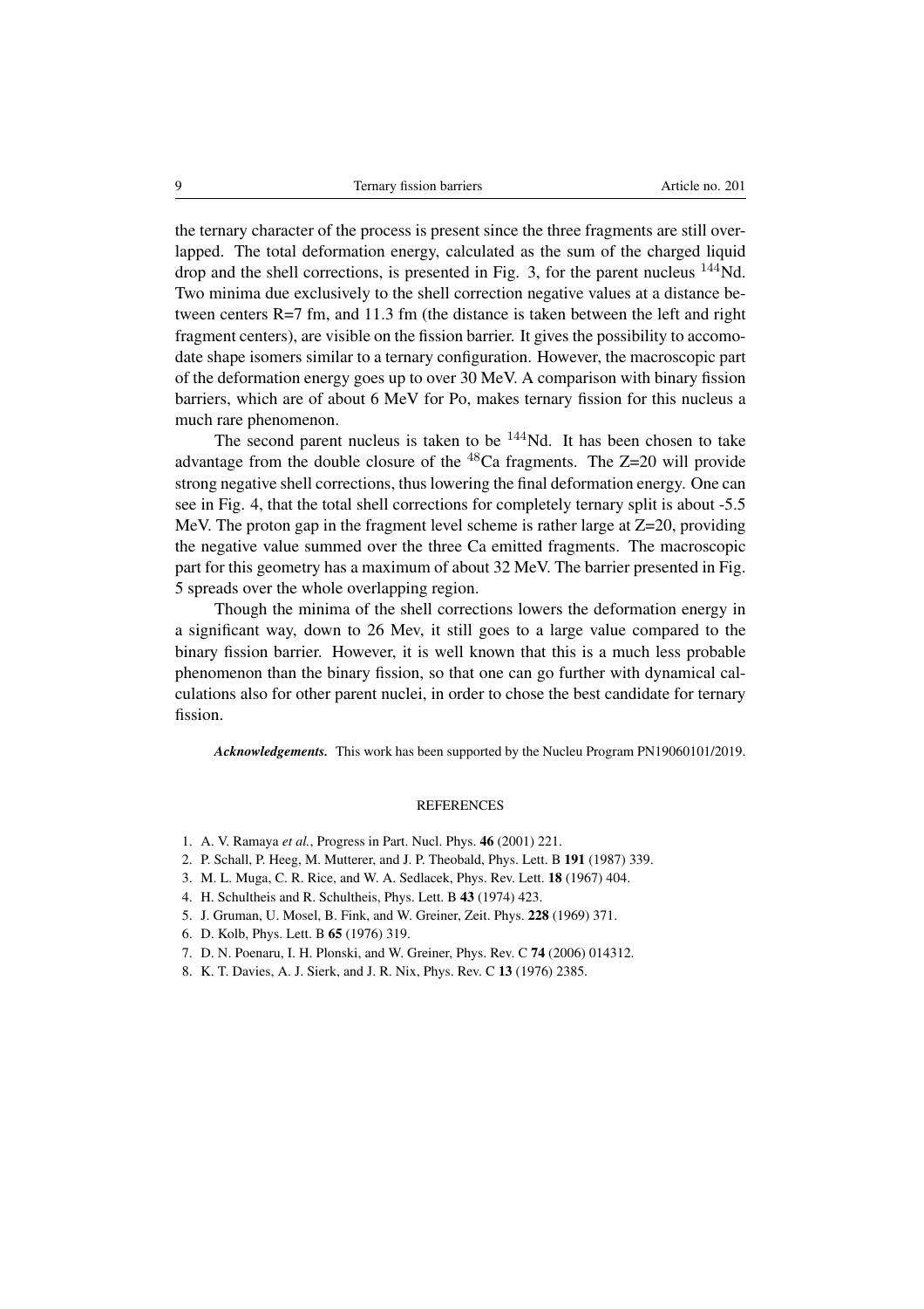the ternary character of the process is present since the three fragments are still overlapped. The total deformation energy, calculated as the sum of the charged liquid drop and the shell corrections, is presented in Fig. 3, for the parent nucleus $^{144}$Nd. Two minima due exclusively to the shell correction negative values at a distance between centers R=7 fm, and 11.3 fm (the distance is taken between the left and right fragment centers), are visible on the fission barrier. It gives the possibility to accomodate shape isomers similar to a ternary configuration. However, the macroscopic part of the deformation energy goes up to over 30 MeV. A comparison with binary fission barriers, which are of about 6 MeV for Po, makes ternary fission for this nucleus a much rare phenomenon.

The second parent nucleus is taken to be $^{144}$Nd. It has been chosen to take advantage from the double closure of the $^{48}$Ca fragments. The Z=20 will provide strong negative shell corrections, thus lowering the final deformation energy. One can see in Fig. 4, that the total shell corrections for completely ternary split is about -5.5 MeV. The proton gap in the fragment level scheme is rather large at Z=20, providing the negative value summed over the three Ca emitted fragments. The macroscopic part for this geometry has a maximum of about 32 MeV. The barrier presented in Fig. 5 spreads over the whole overlapping region.

Though the minima of the shell corrections lowers the deformation energy in a significant way, down to 26 Mev, it still goes to a large value compared to the binary fission barrier. However, it is well known that this is a much less probable phenomenon than the binary fission, so that one can go further with dynamical calculations also for other parent nuclei, in order to chose the best candidate for ternary fission.

***Acknowledgements.*** This work has been supported by the Nucleu Program PN19060101/2019.

## REFERENCES

1. A. V. Ramaya *et al.*, Progress in Part. Nucl. Phys. **46** (2001) 221.
2. P. Schall, P. Heeg, M. Mutterer, and J. P. Theobald, Phys. Lett. B **191** (1987) 339.
3. M. L. Muga, C. R. Rice, and W. A. Sedlacek, Phys. Rev. Lett. **18** (1967) 404.
4. H. Schultheis and R. Schultheis, Phys. Lett. B **43** (1974) 423.
5. J. Gruman, U. Mosel, B. Fink, and W. Greiner, Zeit. Phys. **228** (1969) 371.
6. D. Kolb, Phys. Lett. B **65** (1976) 319.
7. D. N. Poenaru, I. H. Plonski, and W. Greiner, Phys. Rev. C **74** (2006) 014312.
8. K. T. Davies, A. J. Sierk, and J. R. Nix, Phys. Rev. C **13** (1976) 2385.